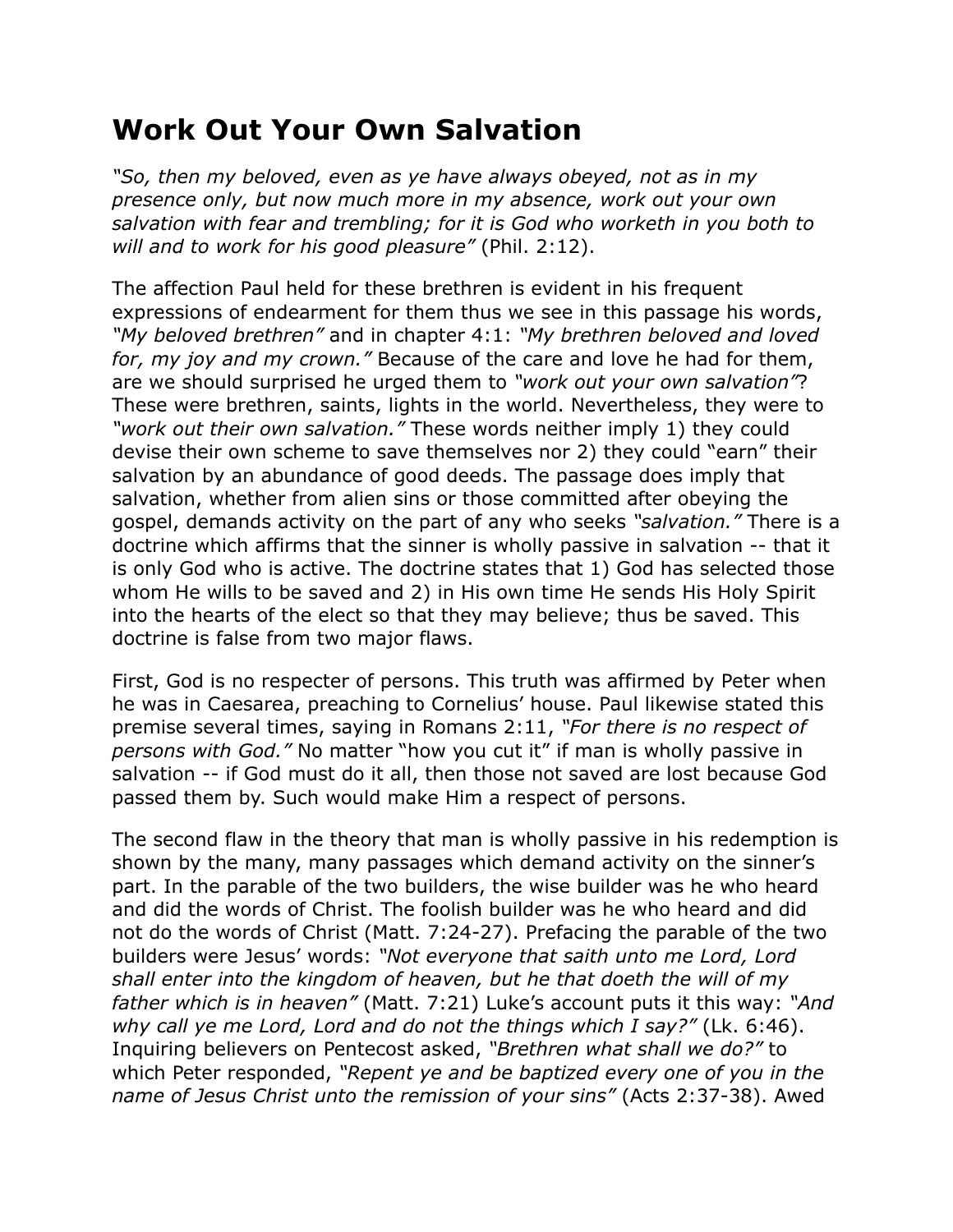# Work Out Your Own Salvation

*"So, then my beloved, even as ye have always obeyed, not as in my presence only, but now much more in my absence, work out your own salvation with fear and trembling; for it is God who worketh in you both to will and to work for his good pleasure"* (Phil. 2:12).

The affection Paul held for these brethren is evident in his frequent expressions of endearment for them thus we see in this passage his words, *"My beloved brethren"* and in chapter 4:1: *"My brethren beloved and loved for, my joy and my crown."* Because of the care and love he had for them, are we should surprised he urged them to *"work out your own salvation"*? These were brethren, saints, lights in the world. Nevertheless, they were to *"work out their own salvation."* These words neither imply 1) they could devise their own scheme to save themselves nor 2) they could "earn" their salvation by an abundance of good deeds. The passage does imply that salvation, whether from alien sins or those committed after obeying the gospel, demands activity on the part of any who seeks *"salvation."* There is a doctrine which affirms that the sinner is wholly passive in salvation -- that it is only God who is active. The doctrine states that 1) God has selected those whom He wills to be saved and 2) in His own time He sends His Holy Spirit into the hearts of the elect so that they may believe; thus be saved. This doctrine is false from two major flaws.

First, God is no respecter of persons. This truth was affirmed by Peter when he was in Caesarea, preaching to Cornelius' house. Paul likewise stated this premise several times, saying in Romans 2:11, *"For there is no respect of persons with God."* No matter "how you cut it" if man is wholly passive in salvation -- if God must do it all, then those not saved are lost because God passed them by. Such would make Him a respect of persons.

The second flaw in the theory that man is wholly passive in his redemption is shown by the many, many passages which demand activity on the sinner's part. In the parable of the two builders, the wise builder was he who heard and did the words of Christ. The foolish builder was he who heard and did not do the words of Christ (Matt. 7:24-27). Prefacing the parable of the two builders were Jesus' words: *"Not everyone that saith unto me Lord, Lord shall enter into the kingdom of heaven, but he that doeth the will of my father which is in heaven"* (Matt. 7:21) Luke's account puts it this way: *"And why call ye me Lord, Lord and do not the things which I say?"* (Lk. 6:46). Inquiring believers on Pentecost asked, *"Brethren what shall we do?"* to which Peter responded, *"Repent ye and be baptized every one of you in the name of Jesus Christ unto the remission of your sins"* (Acts 2:37-38). Awed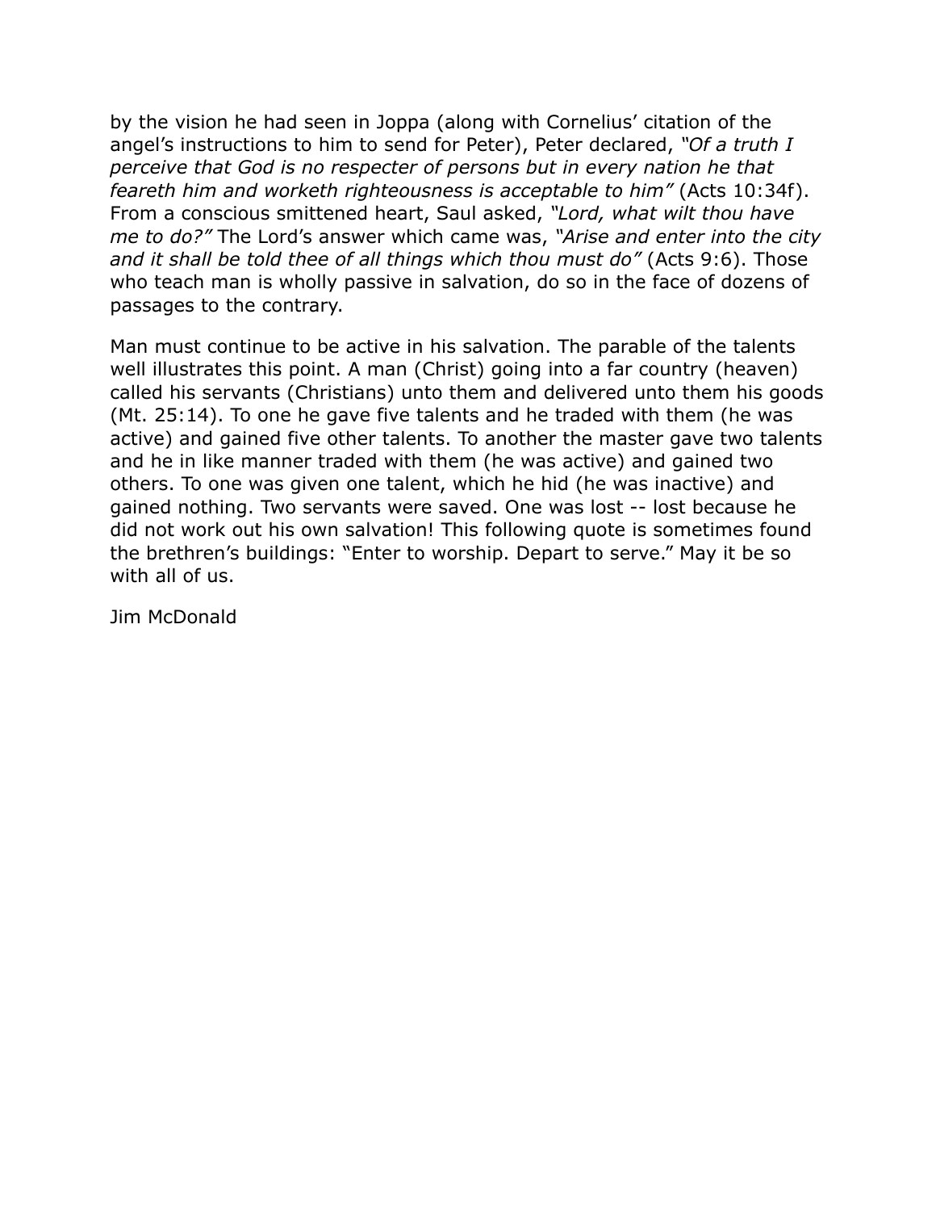by the vision he had seen in Joppa (along with Cornelius' citation of the angel's instructions to him to send for Peter), Peter declared, *"Of a truth I perceive that God is no respecter of persons but in every nation he that feareth him and worketh righteousness is acceptable to him"* (Acts 10:34f). From a conscious smittened heart, Saul asked, *"Lord, what wilt thou have me to do?"* The Lord's answer which came was, *"Arise and enter into the city and it shall be told thee of all things which thou must do"* (Acts 9:6). Those who teach man is wholly passive in salvation, do so in the face of dozens of passages to the contrary.

Man must continue to be active in his salvation. The parable of the talents well illustrates this point. A man (Christ) going into a far country (heaven) called his servants (Christians) unto them and delivered unto them his goods (Mt. 25:14). To one he gave five talents and he traded with them (he was active) and gained five other talents. To another the master gave two talents and he in like manner traded with them (he was active) and gained two others. To one was given one talent, which he hid (he was inactive) and gained nothing. Two servants were saved. One was lost -- lost because he did not work out his own salvation! This following quote is sometimes found the brethren's buildings: "Enter to worship. Depart to serve." May it be so with all of us.

Jim McDonald